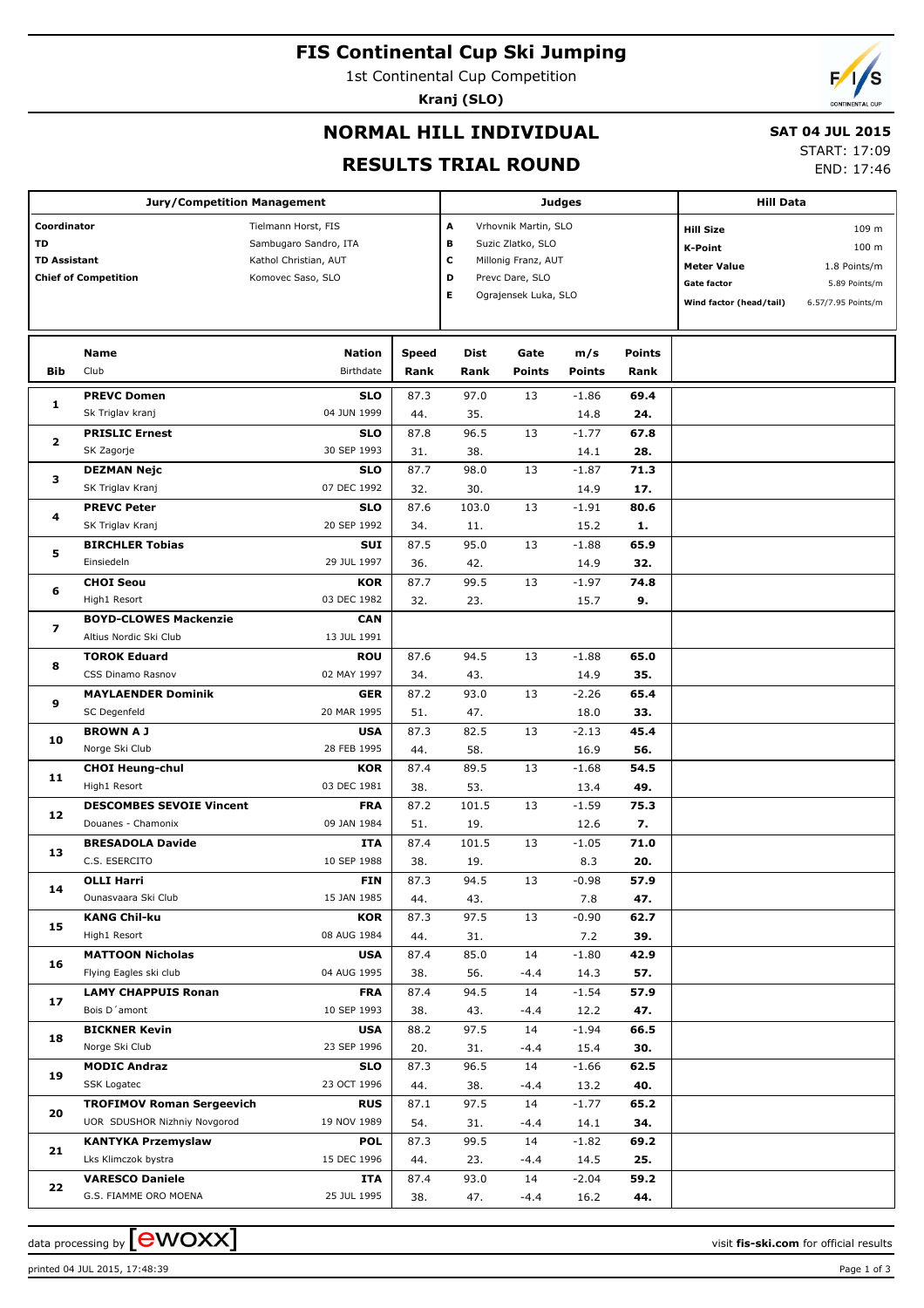# FIS Continental Cup Ski Jumping

1st Continental Cup Competition

**Kranj (SLO)**

## NORMAL HILL INDIVIDUAL

## RESULTS TRIAL ROUND

**SAT 04 JUL 2015**

START: 17:09

END: 17:46

| Jury/Competition Management | | Judges | | Hill Data | |
|---|---|---|---|---|---|
| Coordinator | Tielmann Horst, FIS | A | Vrhovnik Martin, SLO | Hill Size | 109 m |
| TD | Sambugaro Sandro, ITA | B | Suzic Zlatko, SLO | K-Point | 100 m |
| TD Assistant | Kathol Christian, AUT | C | Millonig Franz, AUT | Meter Value | 1.8 Points/m |
| Chief of Competition | Komovec Saso, SLO | D | Prevc Dare, SLO | Gate factor | 5.89 Points/m |
| | | E | Ograjensek Luka, SLO | Wind factor (head/tail) | 6.57/7.95 Points/m |

| Bib | Name / Club | Nation / Birthdate | Speed / Rank | Dist / Rank | Gate / Points | m/s / Points | Points / Rank |
|---|---|---|---|---|---|---|---|
| 1 | **PREVC Domen** | **SLO** | 87.3 | 97.0 | 13 | -1.86 | **69.4** |
| | Sk Triglav kranj | 04 JUN 1999 | 44. | 35. | | 14.8 | **24.** |
| 2 | **PRISLIC Ernest** | **SLO** | 87.8 | 96.5 | 13 | -1.77 | **67.8** |
| | SK Zagorje | 30 SEP 1993 | 31. | 38. | | 14.1 | **28.** |
| 3 | **DEZMAN Nejc** | **SLO** | 87.7 | 98.0 | 13 | -1.87 | **71.3** |
| | SK Triglav Kranj | 07 DEC 1992 | 32. | 30. | | 14.9 | **17.** |
| 4 | **PREVC Peter** | **SLO** | 87.6 | 103.0 | 13 | -1.91 | **80.6** |
| | SK Triglav Kranj | 20 SEP 1992 | 34. | 11. | | 15.2 | **1.** |
| 5 | **BIRCHLER Tobias** | **SUI** | 87.5 | 95.0 | 13 | -1.88 | **65.9** |
| | Einsiedeln | 29 JUL 1997 | 36. | 42. | | 14.9 | **32.** |
| 6 | **CHOI Seou** | **KOR** | 87.7 | 99.5 | 13 | -1.97 | **74.8** |
| | High1 Resort | 03 DEC 1982 | 32. | 23. | | 15.7 | **9.** |
| 7 | **BOYD-CLOWES Mackenzie** | **CAN** | | | | | |
| | Altius Nordic Ski Club | 13 JUL 1991 | | | | | |
| 8 | **TOROK Eduard** | **ROU** | 87.6 | 94.5 | 13 | -1.88 | **65.0** |
| | CSS Dinamo Rasnov | 02 MAY 1997 | 34. | 43. | | 14.9 | **35.** |
| 9 | **MAYLAENDER Dominik** | **GER** | 87.2 | 93.0 | 13 | -2.26 | **65.4** |
| | SC Degenfeld | 20 MAR 1995 | 51. | 47. | | 18.0 | **33.** |
| 10 | **BROWN A J** | **USA** | 87.3 | 82.5 | 13 | -2.13 | **45.4** |
| | Norge Ski Club | 28 FEB 1995 | 44. | 58. | | 16.9 | **56.** |
| 11 | **CHOI Heung-chul** | **KOR** | 87.4 | 89.5 | 13 | -1.68 | **54.5** |
| | High1 Resort | 03 DEC 1981 | 38. | 53. | | 13.4 | **49.** |
| 12 | **DESCOMBES SEVOIE Vincent** | **FRA** | 87.2 | 101.5 | 13 | -1.59 | **75.3** |
| | Douanes - Chamonix | 09 JAN 1984 | 51. | 19. | | 12.6 | **7.** |
| 13 | **BRESADOLA Davide** | **ITA** | 87.4 | 101.5 | 13 | -1.05 | **71.0** |
| | C.S. ESERCITO | 10 SEP 1988 | 38. | 19. | | 8.3 | **20.** |
| 14 | **OLLI Harri** | **FIN** | 87.3 | 94.5 | 13 | -0.98 | **57.9** |
| | Ounasvaara Ski Club | 15 JAN 1985 | 44. | 43. | | 7.8 | **47.** |
| 15 | **KANG Chil-ku** | **KOR** | 87.3 | 97.5 | 13 | -0.90 | **62.7** |
| | High1 Resort | 08 AUG 1984 | 44. | 31. | | 7.2 | **39.** |
| 16 | **MATTOON Nicholas** | **USA** | 87.4 | 85.0 | 14 | -1.80 | **42.9** |
| | Flying Eagles ski club | 04 AUG 1995 | 38. | 56. | -4.4 | 14.3 | **57.** |
| 17 | **LAMY CHAPPUIS Ronan** | **FRA** | 87.4 | 94.5 | 14 | -1.54 | **57.9** |
| | Bois D´amont | 10 SEP 1993 | 38. | 43. | -4.4 | 12.2 | **47.** |
| 18 | **BICKNER Kevin** | **USA** | 88.2 | 97.5 | 14 | -1.94 | **66.5** |
| | Norge Ski Club | 23 SEP 1996 | 20. | 31. | -4.4 | 15.4 | **30.** |
| 19 | **MODIC Andraz** | **SLO** | 87.3 | 96.5 | 14 | -1.66 | **62.5** |
| | SSK Logatec | 23 OCT 1996 | 44. | 38. | -4.4 | 13.2 | **40.** |
| 20 | **TROFIMOV Roman Sergeevich** | **RUS** | 87.1 | 97.5 | 14 | -1.77 | **65.2** |
| | UOR SDUSHOR Nizhniy Novgorod | 19 NOV 1989 | 54. | 31. | -4.4 | 14.1 | **34.** |
| 21 | **KANTYKA Przemyslaw** | **POL** | 87.3 | 99.5 | 14 | -1.82 | **69.2** |
| | Lks Klimczok bystra | 15 DEC 1996 | 44. | 23. | -4.4 | 14.5 | **25.** |
| 22 | **VARESCO Daniele** | **ITA** | 87.4 | 93.0 | 14 | -2.04 | **59.2** |
| | G.S. FIAMME ORO MOENA | 25 JUL 1995 | 38. | 47. | -4.4 | 16.2 | **44.** |

data processing by ewoxx — visit fis-ski.com for official results

printed 04 JUL 2015, 17:48:39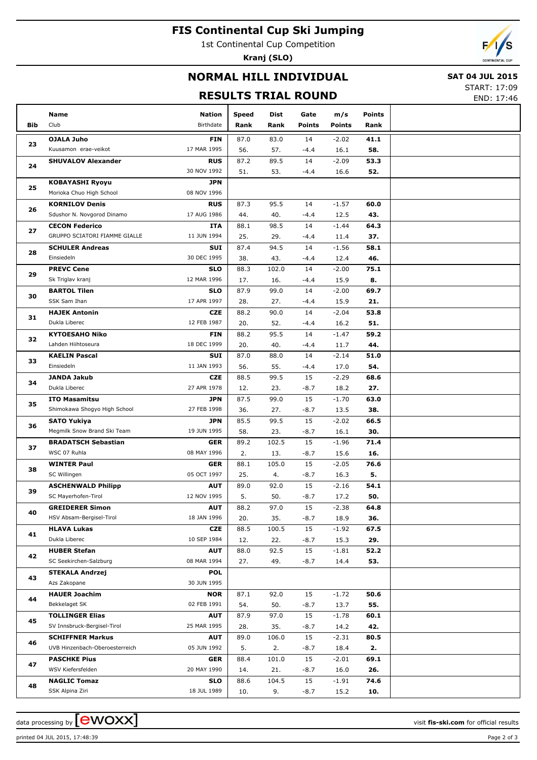# FIS Continental Cup Ski Jumping

1st Continental Cup Competition

**Kranj (SLO)**

## NORMAL HILL INDIVIDUAL

## RESULTS TRIAL ROUND

**SAT 04 JUL 2015**

START: 17:09

END: 17:46

| Bib | Name / Club | Nation / Birthdate | Speed / Rank | Dist / Rank | Gate / Points | m/s / Points | Points / Rank |
|---|---|---|---|---|---|---|---|
| 23 | **OJALA Juho** | **FIN** | 87.0 | 83.0 | 14 | -2.02 | **41.1** |
| | Kuusamon erae-veikot | 17 MAR 1995 | 56. | 57. | -4.4 | 16.1 | **58.** |
| 24 | **SHUVALOV Alexander** | **RUS** | 87.2 | 89.5 | 14 | -2.09 | **53.3** |
| | | 30 NOV 1992 | 51. | 53. | -4.4 | 16.6 | **52.** |
| 25 | **KOBAYASHI Ryoyu** | **JPN** | | | | | |
| | Morioka Chuo High School | 08 NOV 1996 | | | | | |
| 26 | **KORNILOV Denis** | **RUS** | 87.3 | 95.5 | 14 | -1.57 | **60.0** |
| | Sdushor N. Novgorod Dinamo | 17 AUG 1986 | 44. | 40. | -4.4 | 12.5 | **43.** |
| 27 | **CECON Federico** | **ITA** | 88.1 | 98.5 | 14 | -1.44 | **64.3** |
| | GRUPPO SCIATORI FIAMME GIALLE | 11 JUN 1994 | 25. | 29. | -4.4 | 11.4 | **37.** |
| 28 | **SCHULER Andreas** | **SUI** | 87.4 | 94.5 | 14 | -1.56 | **58.1** |
| | Einsiedeln | 30 DEC 1995 | 38. | 43. | -4.4 | 12.4 | **46.** |
| 29 | **PREVC Cene** | **SLO** | 88.3 | 102.0 | 14 | -2.00 | **75.1** |
| | Sk Triglav kranj | 12 MAR 1996 | 17. | 16. | -4.4 | 15.9 | **8.** |
| 30 | **BARTOL Tilen** | **SLO** | 87.9 | 99.0 | 14 | -2.00 | **69.7** |
| | SSK Sam Ihan | 17 APR 1997 | 28. | 27. | -4.4 | 15.9 | **21.** |
| 31 | **HAJEK Antonin** | **CZE** | 88.2 | 90.0 | 14 | -2.04 | **53.8** |
| | Dukla Liberec | 12 FEB 1987 | 20. | 52. | -4.4 | 16.2 | **51.** |
| 32 | **KYTOESAHO Niko** | **FIN** | 88.2 | 95.5 | 14 | -1.47 | **59.2** |
| | Lahden Hiihtoseura | 18 DEC 1999 | 20. | 40. | -4.4 | 11.7 | **44.** |
| 33 | **KAELIN Pascal** | **SUI** | 87.0 | 88.0 | 14 | -2.14 | **51.0** |
| | Einsiedeln | 11 JAN 1993 | 56. | 55. | -4.4 | 17.0 | **54.** |
| 34 | **JANDA Jakub** | **CZE** | 88.5 | 99.5 | 15 | -2.29 | **68.6** |
| | Dukla Liberec | 27 APR 1978 | 12. | 23. | -8.7 | 18.2 | **27.** |
| 35 | **ITO Masamitsu** | **JPN** | 87.5 | 99.0 | 15 | -1.70 | **63.0** |
| | Shimokawa Shogyo High School | 27 FEB 1998 | 36. | 27. | -8.7 | 13.5 | **38.** |
| 36 | **SATO Yukiya** | **JPN** | 85.5 | 99.5 | 15 | -2.02 | **66.5** |
| | Megmilk Snow Brand Ski Team | 19 JUN 1995 | 58. | 23. | -8.7 | 16.1 | **30.** |
| 37 | **BRADATSCH Sebastian** | **GER** | 89.2 | 102.5 | 15 | -1.96 | **71.4** |
| | WSC 07 Ruhla | 08 MAY 1996 | 2. | 13. | -8.7 | 15.6 | **16.** |
| 38 | **WINTER Paul** | **GER** | 88.1 | 105.0 | 15 | -2.05 | **76.6** |
| | SC Willingen | 05 OCT 1997 | 25. | 4. | -8.7 | 16.3 | **5.** |
| 39 | **ASCHENWALD Philipp** | **AUT** | 89.0 | 92.0 | 15 | -2.16 | **54.1** |
| | SC Mayerhofen-Tirol | 12 NOV 1995 | 5. | 50. | -8.7 | 17.2 | **50.** |
| 40 | **GREIDERER Simon** | **AUT** | 88.2 | 97.0 | 15 | -2.38 | **64.8** |
| | HSV Absam-Bergisel-Tirol | 18 JAN 1996 | 20. | 35. | -8.7 | 18.9 | **36.** |
| 41 | **HLAVA Lukas** | **CZE** | 88.5 | 100.5 | 15 | -1.92 | **67.5** |
| | Dukla Liberec | 10 SEP 1984 | 12. | 22. | -8.7 | 15.3 | **29.** |
| 42 | **HUBER Stefan** | **AUT** | 88.0 | 92.5 | 15 | -1.81 | **52.2** |
| | SC Seekirchen-Salzburg | 08 MAR 1994 | 27. | 49. | -8.7 | 14.4 | **53.** |
| 43 | **STEKALA Andrzej** | **POL** | | | | | |
| | Azs Zakopane | 30 JUN 1995 | | | | | |
| 44 | **HAUER Joachim** | **NOR** | 87.1 | 92.0 | 15 | -1.72 | **50.6** |
| | Bekkelaget SK | 02 FEB 1991 | 54. | 50. | -8.7 | 13.7 | **55.** |
| 45 | **TOLLINGER Elias** | **AUT** | 87.9 | 97.0 | 15 | -1.78 | **60.1** |
| | SV Innsbruck-Bergisel-Tirol | 25 MAR 1995 | 28. | 35. | -8.7 | 14.2 | **42.** |
| 46 | **SCHIFFNER Markus** | **AUT** | 89.0 | 106.0 | 15 | -2.31 | **80.5** |
| | UVB Hinzenbach-Oberoesterreich | 05 JUN 1992 | 5. | 2. | -8.7 | 18.4 | **2.** |
| 47 | **PASCHKE Pius** | **GER** | 88.4 | 101.0 | 15 | -2.01 | **69.1** |
| | WSV Kiefersfelden | 20 MAY 1990 | 14. | 21. | -8.7 | 16.0 | **26.** |
| 48 | **NAGLIC Tomaz** | **SLO** | 88.6 | 104.5 | 15 | -1.91 | **74.6** |
| | SSK Alpina Ziri | 18 JUL 1989 | 10. | 9. | -8.7 | 15.2 | **10.** |

data processing by ewoxx — visit **fis-ski.com** for official results

printed 04 JUL 2015, 17:48:39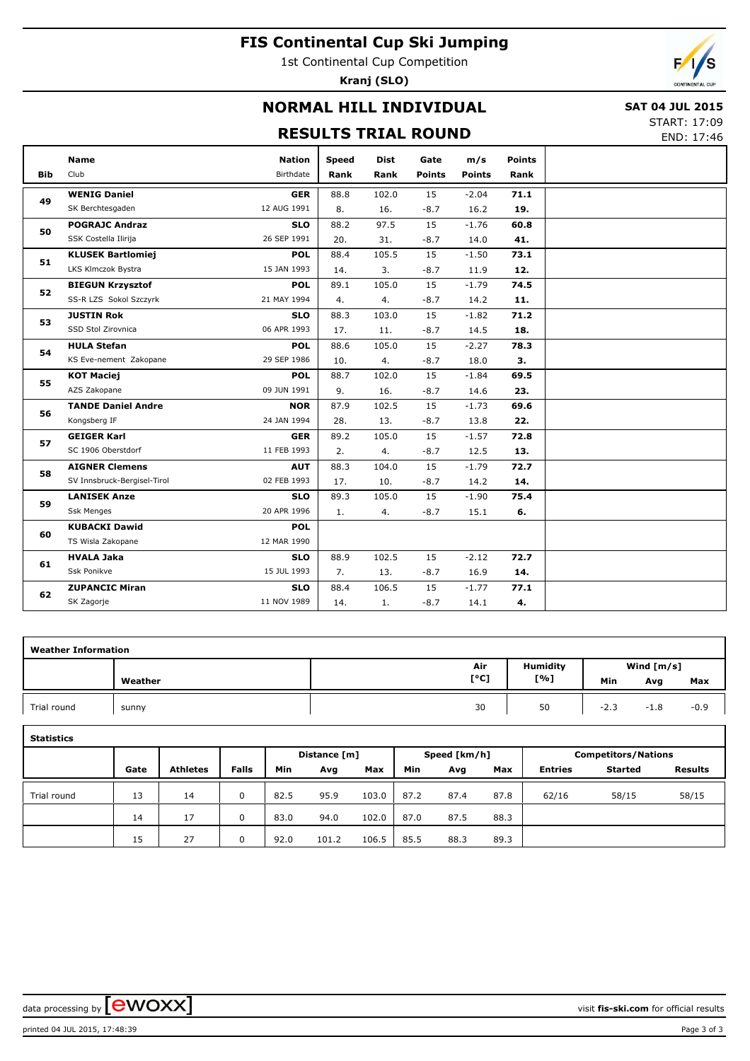# FIS Continental Cup Ski Jumping

1st Continental Cup Competition

**Kranj (SLO)**

## NORMAL HILL INDIVIDUAL

**SAT 04 JUL 2015**

START: 17:09

END: 17:46

## RESULTS TRIAL ROUND

| Bib | Name / Club | Nation / Birthdate | Speed / Rank | Dist / Rank | Gate / Points | m/s / Points | Points / Rank |
|---|---|---|---|---|---|---|---|
| 49 | **WENIG Daniel** | **GER** | 88.8 | 102.0 | 15 | -2.04 | **71.1** |
| | SK Berchtesgaden | 12 AUG 1991 | 8. | 16. | -8.7 | 16.2 | **19.** |
| 50 | **POGRAJC Andraz** | **SLO** | 88.2 | 97.5 | 15 | -1.76 | **60.8** |
| | SSK Costella Ilirija | 26 SEP 1991 | 20. | 31. | -8.7 | 14.0 | **41.** |
| 51 | **KLUSEK Bartlomiej** | **POL** | 88.4 | 105.5 | 15 | -1.50 | **73.1** |
| | LKS Klmczok Bystra | 15 JAN 1993 | 14. | 3. | -8.7 | 11.9 | **12.** |
| 52 | **BIEGUN Krzysztof** | **POL** | 89.1 | 105.0 | 15 | -1.79 | **74.5** |
| | SS-R LZS Sokol Szczyrk | 21 MAY 1994 | 4. | 4. | -8.7 | 14.2 | **11.** |
| 53 | **JUSTIN Rok** | **SLO** | 88.3 | 103.0 | 15 | -1.82 | **71.2** |
| | SSD Stol Zirovnica | 06 APR 1993 | 17. | 11. | -8.7 | 14.5 | **18.** |
| 54 | **HULA Stefan** | **POL** | 88.6 | 105.0 | 15 | -2.27 | **78.3** |
| | KS Eve-nement Zakopane | 29 SEP 1986 | 10. | 4. | -8.7 | 18.0 | **3.** |
| 55 | **KOT Maciej** | **POL** | 88.7 | 102.0 | 15 | -1.84 | **69.5** |
| | AZS Zakopane | 09 JUN 1991 | 9. | 16. | -8.7 | 14.6 | **23.** |
| 56 | **TANDE Daniel Andre** | **NOR** | 87.9 | 102.5 | 15 | -1.73 | **69.6** |
| | Kongsberg IF | 24 JAN 1994 | 28. | 13. | -8.7 | 13.8 | **22.** |
| 57 | **GEIGER Karl** | **GER** | 89.2 | 105.0 | 15 | -1.57 | **72.8** |
| | SC 1906 Oberstdorf | 11 FEB 1993 | 2. | 4. | -8.7 | 12.5 | **13.** |
| 58 | **AIGNER Clemens** | **AUT** | 88.3 | 104.0 | 15 | -1.79 | **72.7** |
| | SV Innsbruck-Bergisel-Tirol | 02 FEB 1993 | 17. | 10. | -8.7 | 14.2 | **14.** |
| 59 | **LANISEK Anze** | **SLO** | 89.3 | 105.0 | 15 | -1.90 | **75.4** |
| | Ssk Menges | 20 APR 1996 | 1. | 4. | -8.7 | 15.1 | **6.** |
| 60 | **KUBACKI Dawid** | **POL** | | | | | |
| | TS Wisla Zakopane | 12 MAR 1990 | | | | | |
| 61 | **HVALA Jaka** | **SLO** | 88.9 | 102.5 | 15 | -2.12 | **72.7** |
| | Ssk Ponikve | 15 JUL 1993 | 7. | 13. | -8.7 | 16.9 | **14.** |
| 62 | **ZUPANCIC Miran** | **SLO** | 88.4 | 106.5 | 15 | -1.77 | **77.1** |
| | SK Zagorje | 11 NOV 1989 | 14. | 1. | -8.7 | 14.1 | **4.** |

**Weather Information**

| | Weather | Air [°C] | Humidity [%] | Wind [m/s] Min | Avg | Max |
|---|---|---|---|---|---|---|
| Trial round | sunny | 30 | 50 | -2.3 | -1.8 | -0.9 |

**Statistics**

| | Gate | Athletes | Falls | Distance [m] Min | Avg | Max | Speed [km/h] Min | Avg | Max | Competitors/Nations Entries | Started | Results |
|---|---|---|---|---|---|---|---|---|---|---|---|---|
| Trial round | 13 | 14 | 0 | 82.5 | 95.9 | 103.0 | 87.2 | 87.4 | 87.8 | 62/16 | 58/15 | 58/15 |
| | 14 | 17 | 0 | 83.0 | 94.0 | 102.0 | 87.0 | 87.5 | 88.3 | | | |
| | 15 | 27 | 0 | 92.0 | 101.2 | 106.5 | 85.5 | 88.3 | 89.3 | | | |

data processing by ewoxx — visit fis-ski.com for official results

printed 04 JUL 2015, 17:48:39